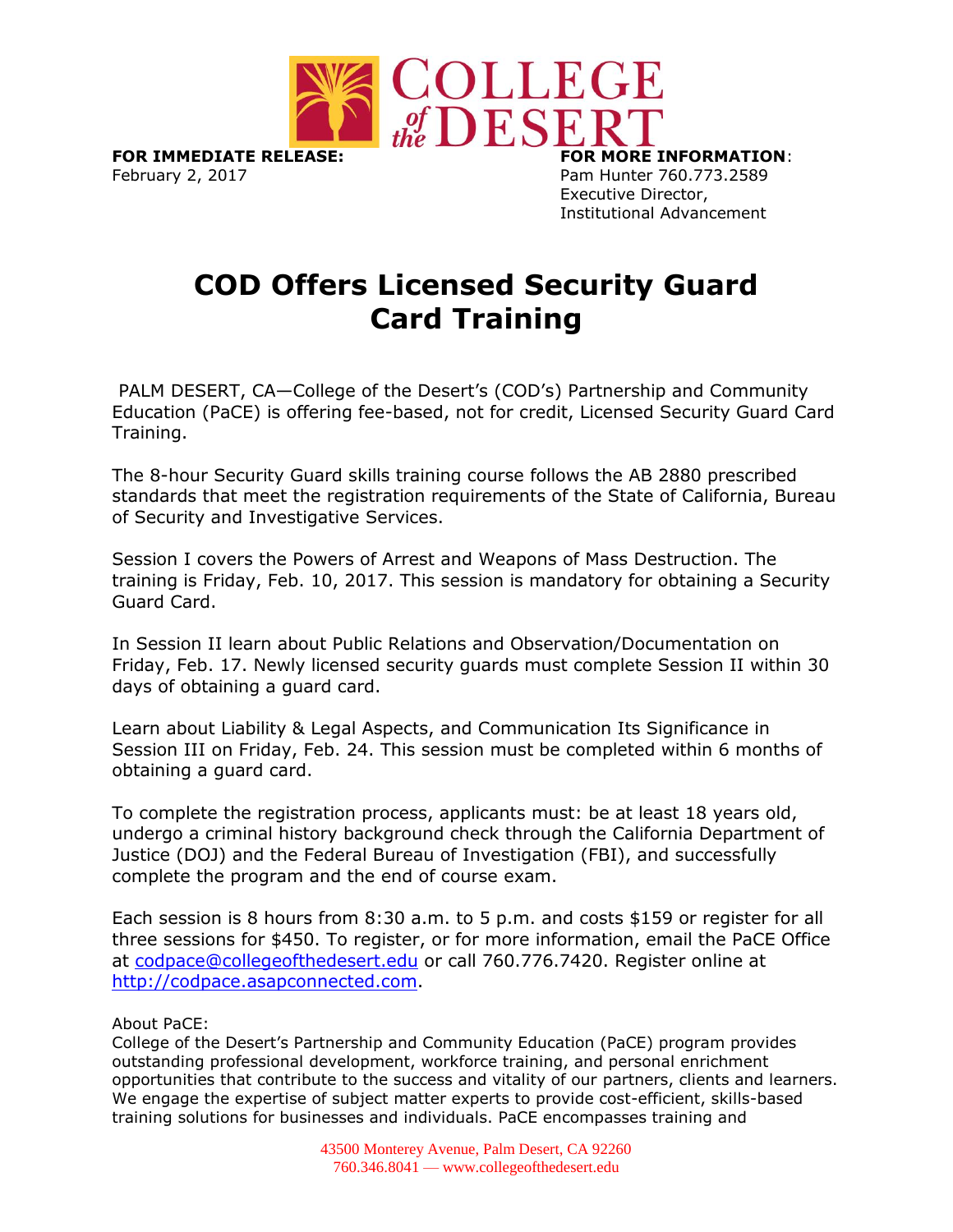**FOR IMMEDIATE RELEASE:**
February 2, 2017

**FOR MORE INFORMATION**:
Pam Hunter 760.773.2589
Executive Director,
Institutional Advancement

# COD Offers Licensed Security Guard Card Training

PALM DESERT, CA—College of the Desert's (COD's) Partnership and Community Education (PaCE) is offering fee-based, not for credit, Licensed Security Guard Card Training.

The 8-hour Security Guard skills training course follows the AB 2880 prescribed standards that meet the registration requirements of the State of California, Bureau of Security and Investigative Services.

Session I covers the Powers of Arrest and Weapons of Mass Destruction. The training is Friday, Feb. 10, 2017. This session is mandatory for obtaining a Security Guard Card.

In Session II learn about Public Relations and Observation/Documentation on Friday, Feb. 17. Newly licensed security guards must complete Session II within 30 days of obtaining a guard card.

Learn about Liability & Legal Aspects, and Communication Its Significance in Session III on Friday, Feb. 24. This session must be completed within 6 months of obtaining a guard card.

To complete the registration process, applicants must: be at least 18 years old, undergo a criminal history background check through the California Department of Justice (DOJ) and the Federal Bureau of Investigation (FBI), and successfully complete the program and the end of course exam.

Each session is 8 hours from 8:30 a.m. to 5 p.m. and costs $159 or register for all three sessions for $450. To register, or for more information, email the PaCE Office at [codpace@collegeofthedesert.edu](mailto:codpace@collegeofthedesert.edu) or call 760.776.7420. Register online at [http://codpace.asapconnected.com](http://codpace.asapconnected.com).

About PaCE:
College of the Desert's Partnership and Community Education (PaCE) program provides outstanding professional development, workforce training, and personal enrichment opportunities that contribute to the success and vitality of our partners, clients and learners. We engage the expertise of subject matter experts to provide cost-efficient, skills-based training solutions for businesses and individuals. PaCE encompasses training and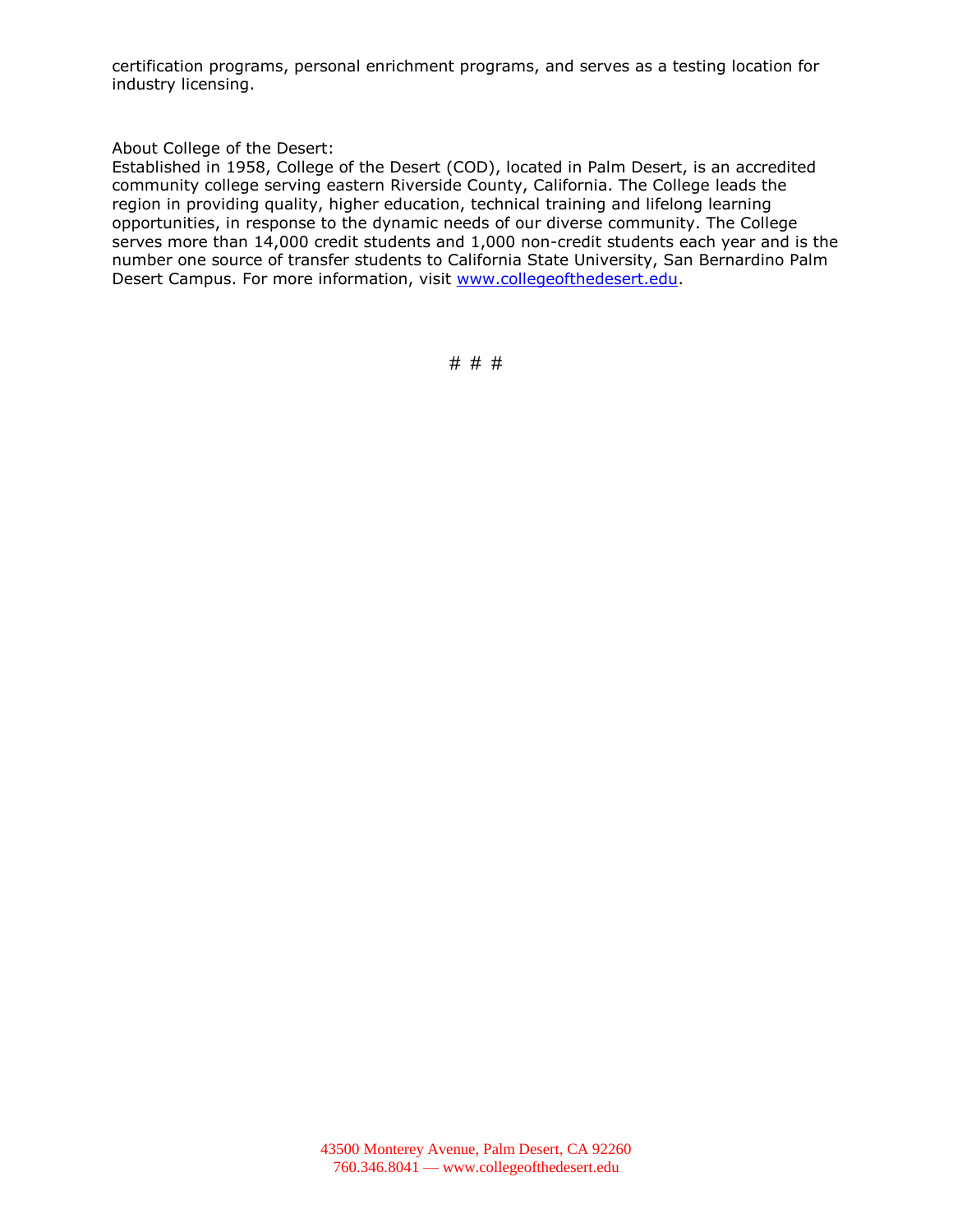certification programs, personal enrichment programs, and serves as a testing location for industry licensing.

About College of the Desert:
Established in 1958, College of the Desert (COD), located in Palm Desert, is an accredited community college serving eastern Riverside County, California. The College leads the region in providing quality, higher education, technical training and lifelong learning opportunities, in response to the dynamic needs of our diverse community. The College serves more than 14,000 credit students and 1,000 non-credit students each year and is the number one source of transfer students to California State University, San Bernardino Palm Desert Campus. For more information, visit [www.collegeofthedesert.edu](http://www.collegeofthedesert.edu).

# # #

43500 Monterey Avenue, Palm Desert, CA 92260
760.346.8041 — www.collegeofthedesert.edu